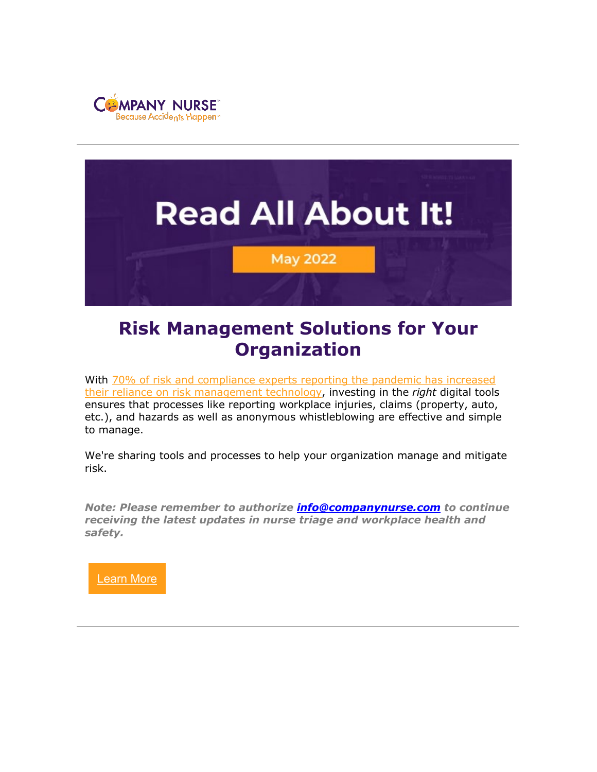COMPANY NURSE

Because Accidents Happen

Read All About It!

May 2022

# Risk Management Solutions for Your Organization

With 70% of risk and compliance experts reporting the pandemic has increased their reliance on risk management technology, investing in the *right* digital tools ensures that processes like reporting workplace injuries, claims (property, auto, etc.), and hazards as well as anonymous whistleblowing are effective and simple to manage.

We're sharing tools and processes to help your organization manage and mitigate risk.

***Note: Please remember to authorize info@companynurse.com to continue receiving the latest updates in nurse triage and workplace health and safety.***

Learn More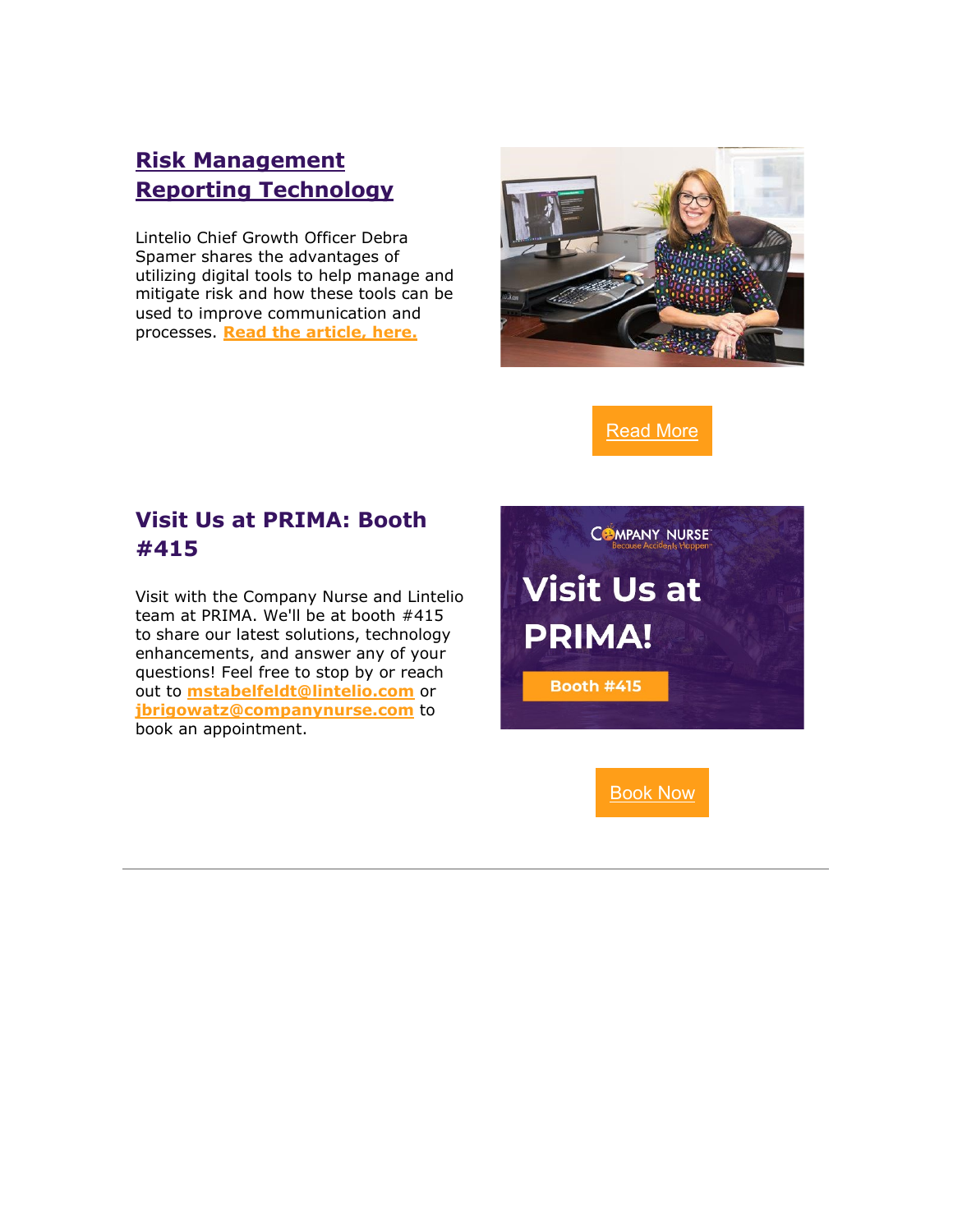## Risk Management Reporting Technology

Lintelio Chief Growth Officer Debra Spamer shares the advantages of utilizing digital tools to help manage and mitigate risk and how these tools can be used to improve communication and processes. **Read the article, here.**

Read More

## Visit Us at PRIMA: Booth #415

Visit with the Company Nurse and Lintelio team at PRIMA. We'll be at booth #415 to share our latest solutions, technology enhancements, and answer any of your questions! Feel free to stop by or reach out to **mstabelfeldt@lintelio.com** or **jbrigowatz@companynurse.com** to book an appointment.

Book Now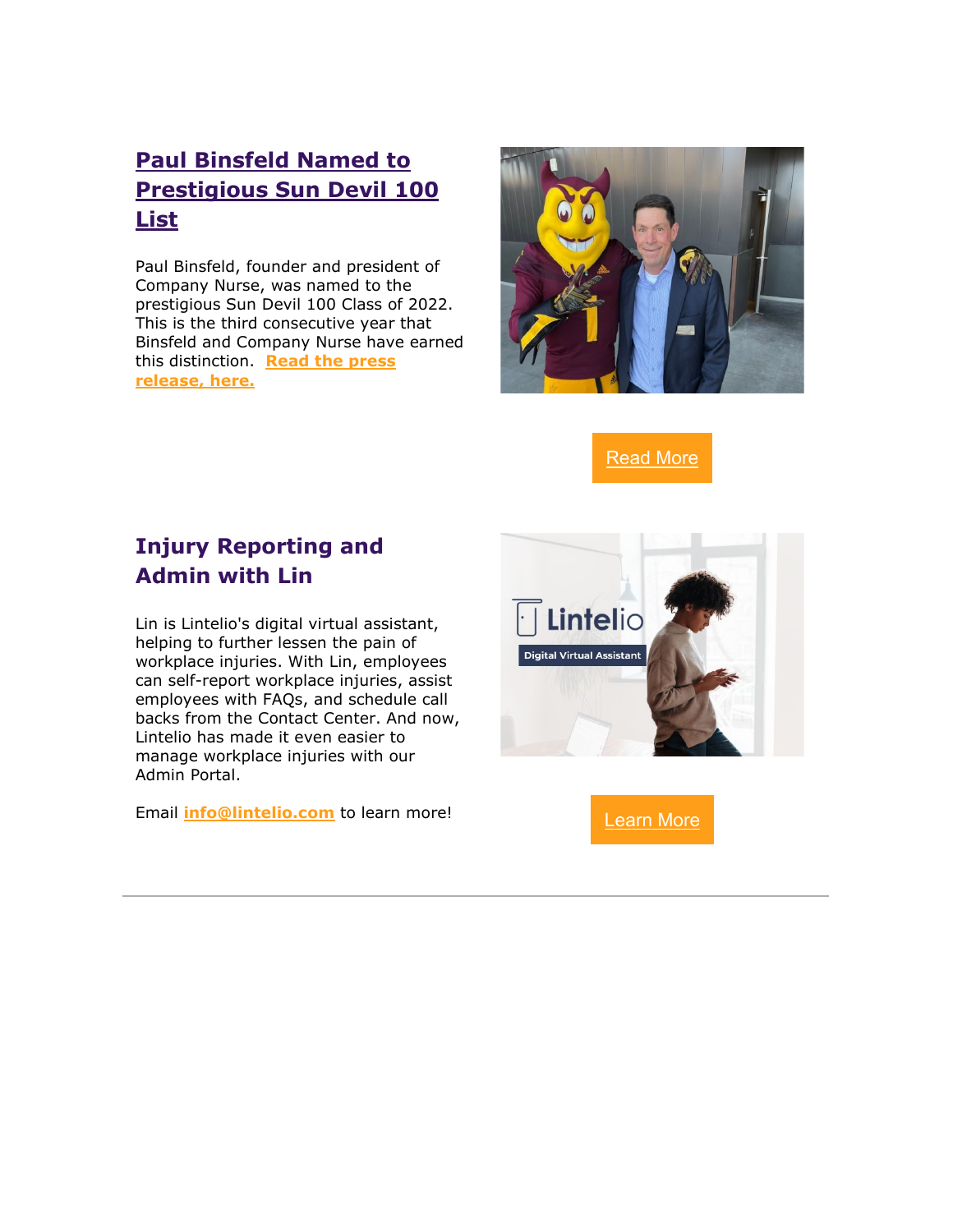## Paul Binsfeld Named to Prestigious Sun Devil 100 List

Paul Binsfeld, founder and president of Company Nurse, was named to the prestigious Sun Devil 100 Class of 2022. This is the third consecutive year that Binsfeld and Company Nurse have earned this distinction. **Read the press release, here.**

Read More

## Injury Reporting and Admin with Lin

Lin is Lintelio's digital virtual assistant, helping to further lessen the pain of workplace injuries. With Lin, employees can self-report workplace injuries, assist employees with FAQs, and schedule call backs from the Contact Center. And now, Lintelio has made it even easier to manage workplace injuries with our Admin Portal.

Email **info@lintelio.com** to learn more!

Learn More

---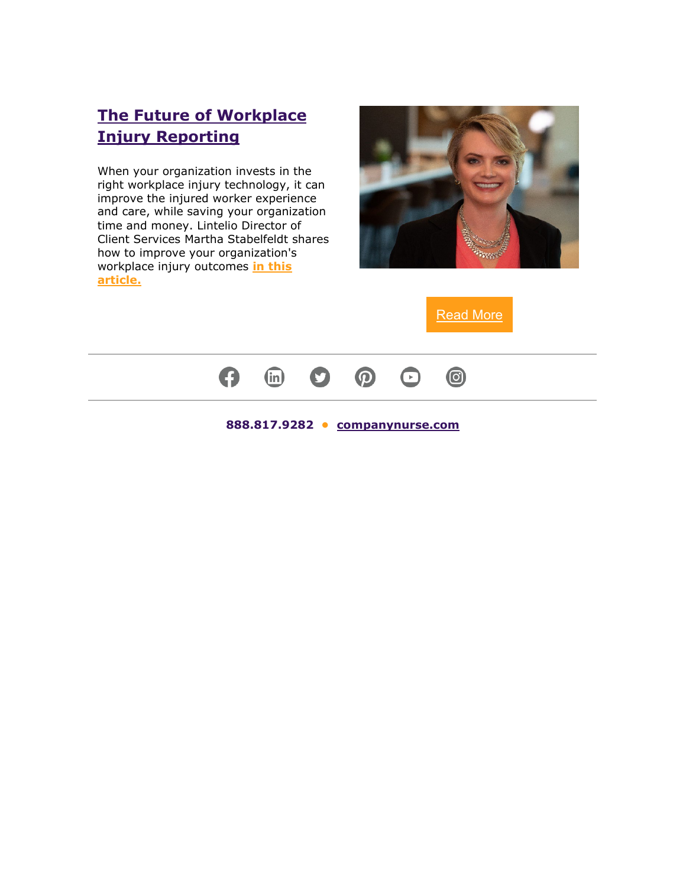## The Future of Workplace Injury Reporting

When your organization invests in the right workplace injury technology, it can improve the injured worker experience and care, while saving your organization time and money. Lintelio Director of Client Services Martha Stabelfeldt shares how to improve your organization's workplace injury outcomes **in this article.**

Read More

**888.817.9282 • companynurse.com**